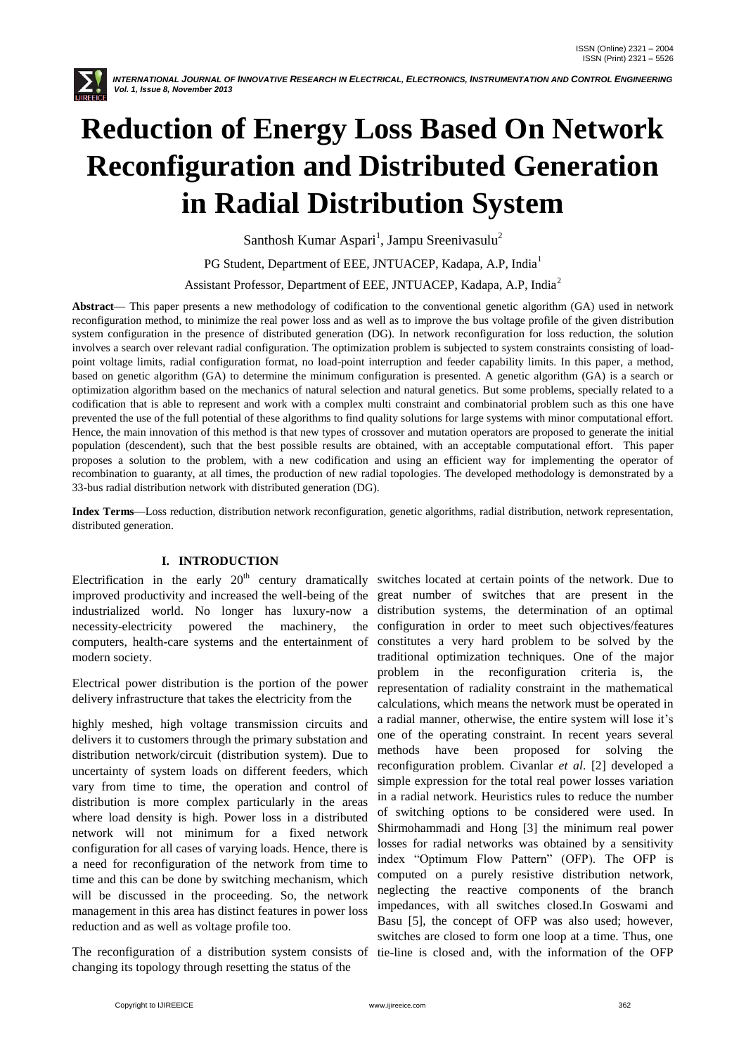# Reduction of Energy Loss Based On Network Reconfiguration and Distributed Generation in Radial Distribution System

Santhosh Kumar Aspari[1], Jampu Sreenivasulu[2]

PG Student, Department of EEE, JNTUACEP, Kadapa, A.P, India[1]

Assistant Professor, Department of EEE, JNTUACEP, Kadapa, A.P, India[2]

**Abstract**— This paper presents a new methodology of codification to the conventional genetic algorithm (GA) used in network reconfiguration method, to minimize the real power loss and as well as to improve the bus voltage profile of the given distribution system configuration in the presence of distributed generation (DG). In network reconfiguration for loss reduction, the solution involves a search over relevant radial configuration. The optimization problem is subjected to system constraints consisting of load-point voltage limits, radial configuration format, no load-point interruption and feeder capability limits. In this paper, a method, based on genetic algorithm (GA) to determine the minimum configuration is presented. A genetic algorithm (GA) is a search or optimization algorithm based on the mechanics of natural selection and natural genetics. But some problems, specially related to a codification that is able to represent and work with a complex multi constraint and combinatorial problem such as this one have prevented the use of the full potential of these algorithms to find quality solutions for large systems with minor computational effort. Hence, the main innovation of this method is that new types of crossover and mutation operators are proposed to generate the initial population (descendent), such that the best possible results are obtained, with an acceptable computational effort. This paper proposes a solution to the problem, with a new codification and using an efficient way for implementing the operator of recombination to guaranty, at all times, the production of new radial topologies. The developed methodology is demonstrated by a 33-bus radial distribution network with distributed generation (DG).

**Index Terms**—Loss reduction, distribution network reconfiguration, genetic algorithms, radial distribution, network representation, distributed generation.

## I. INTRODUCTION

Electrification in the early 20[th] century dramatically improved productivity and increased the well-being of the industrialized world. No longer has luxury-now a necessity-electricity powered the machinery, the computers, health-care systems and the entertainment of modern society.

Electrical power distribution is the portion of the power delivery infrastructure that takes the electricity from the highly meshed, high voltage transmission circuits and delivers it to customers through the primary substation and distribution network/circuit (distribution system). Due to uncertainty of system loads on different feeders, which vary from time to time, the operation and control of distribution is more complex particularly in the areas where load density is high. Power loss in a distributed network will not minimum for a fixed network configuration for all cases of varying loads. Hence, there is a need for reconfiguration of the network from time to time and this can be done by switching mechanism, which will be discussed in the proceeding. So, the network management in this area has distinct features in power loss reduction and as well as voltage profile too.

The reconfiguration of a distribution system consists of changing its topology through resetting the status of the switches located at certain points of the network. Due to great number of switches that are present in the distribution systems, the determination of an optimal configuration in order to meet such objectives/features constitutes a very hard problem to be solved by the traditional optimization techniques. One of the major problem in the reconfiguration criteria is, the representation of radiality constraint in the mathematical calculations, which means the network must be operated in a radial manner, otherwise, the entire system will lose it's one of the operating constraint. In recent years several methods have been proposed for solving the reconfiguration problem. Civanlar *et al*. [2] developed a simple expression for the total real power losses variation in a radial network. Heuristics rules to reduce the number of switching options to be considered were used. In Shirmohammadi and Hong [3] the minimum real power losses for radial networks was obtained by a sensitivity index "Optimum Flow Pattern" (OFP). The OFP is computed on a purely resistive distribution network, neglecting the reactive components of the branch impedances, with all switches closed.In Goswami and Basu [5], the concept of OFP was also used; however, switches are closed to form one loop at a time. Thus, one tie-line is closed and, with the information of the OFP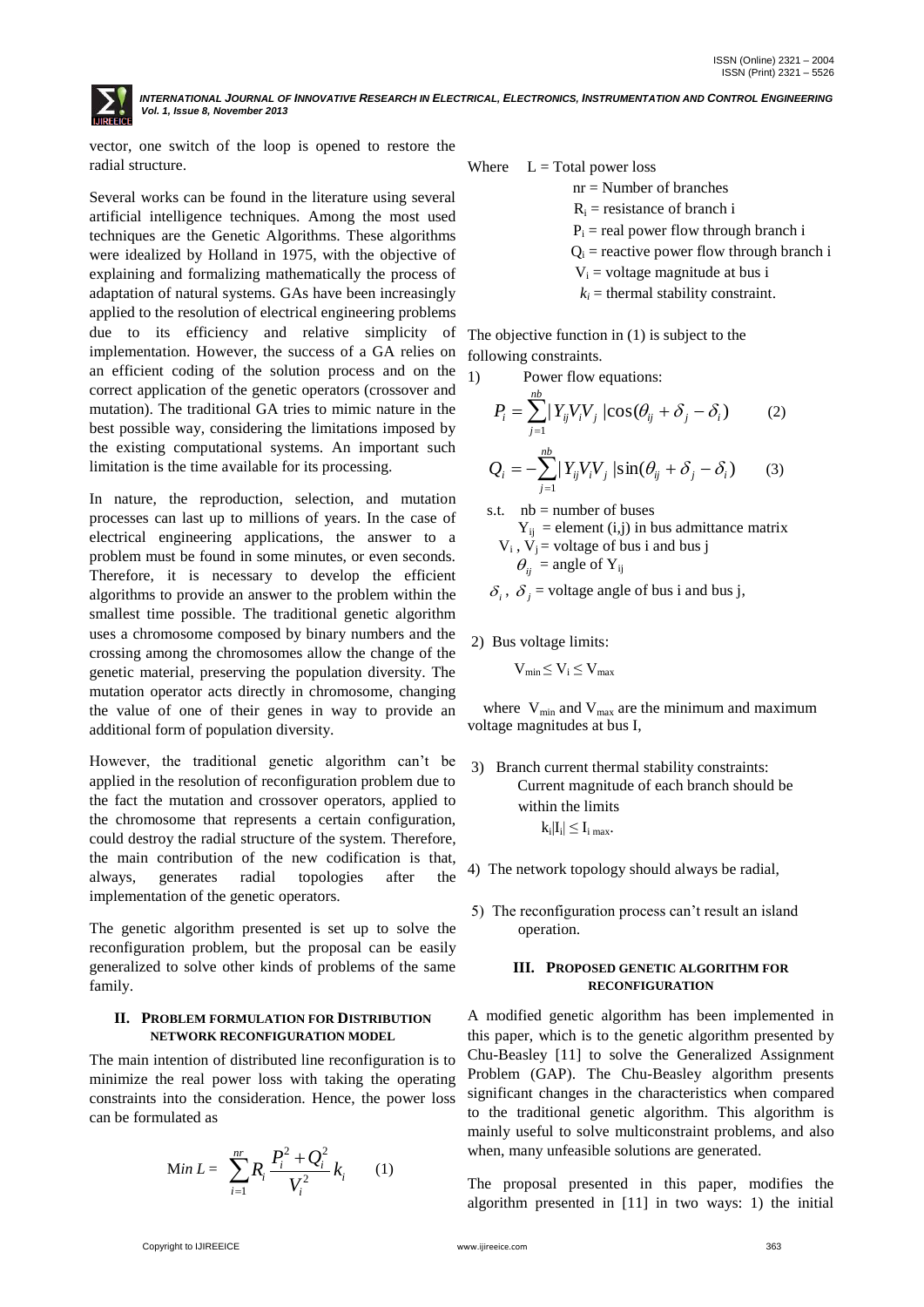vector, one switch of the loop is opened to restore the radial structure.

Several works can be found in the literature using several artificial intelligence techniques. Among the most used techniques are the Genetic Algorithms. These algorithms were idealized by Holland in 1975, with the objective of explaining and formalizing mathematically the process of adaptation of natural systems. GAs have been increasingly applied to the resolution of electrical engineering problems due to its efficiency and relative simplicity of implementation. However, the success of a GA relies on an efficient coding of the solution process and on the correct application of the genetic operators (crossover and mutation). The traditional GA tries to mimic nature in the best possible way, considering the limitations imposed by the existing computational systems. An important such limitation is the time available for its processing.

In nature, the reproduction, selection, and mutation processes can last up to millions of years. In the case of electrical engineering applications, the answer to a problem must be found in some minutes, or even seconds. Therefore, it is necessary to develop the efficient algorithms to provide an answer to the problem within the smallest time possible. The traditional genetic algorithm uses a chromosome composed by binary numbers and the crossing among the chromosomes allow the change of the genetic material, preserving the population diversity. The mutation operator acts directly in chromosome, changing the value of one of their genes in way to provide an additional form of population diversity.

However, the traditional genetic algorithm can't be applied in the resolution of reconfiguration problem due to the fact the mutation and crossover operators, applied to the chromosome that represents a certain configuration, could destroy the radial structure of the system. Therefore, the main contribution of the new codification is that, always, generates radial topologies after the implementation of the genetic operators.

The genetic algorithm presented is set up to solve the reconfiguration problem, but the proposal can be easily generalized to solve other kinds of problems of the same family.

## II. Problem Formulation for Distribution Network Reconfiguration Model

The main intention of distributed line reconfiguration is to minimize the real power loss with taking the operating constraints into the consideration. Hence, the power loss can be formulated as

$$\text{Min } L = \sum_{i=1}^{nr} R_i \frac{P_i^2 + Q_i^2}{V_i^2} k_i \qquad (1)$$

Where $L$ = Total power loss
$nr$ = Number of branches
$R_i$ = resistance of branch i
$P_i$ = real power flow through branch i
$Q_i$ = reactive power flow through branch i
$V_i$ = voltage magnitude at bus i
$k_i$ = thermal stability constraint.

The objective function in (1) is subject to the following constraints.

1) Power flow equations:

$$P_i = \sum_{j=1}^{nb} |Y_{ij} V_i V_j| \cos(\theta_{ij} + \delta_j - \delta_i) \qquad (2)$$

$$Q_i = -\sum_{j=1}^{nb} |Y_{ij} V_i V_j| \sin(\theta_{ij} + \delta_j - \delta_i) \qquad (3)$$

s.t. $nb$ = number of buses
$Y_{ij}$ = element (i,j) in bus admittance matrix
$V_i$, $V_j$ = voltage of bus i and bus j
$\theta_{ij}$ = angle of $Y_{ij}$
$\delta_i$, $\delta_j$ = voltage angle of bus i and bus j,

2) Bus voltage limits:

$$V_{min} \le V_i \le V_{max}$$

where $V_{min}$ and $V_{max}$ are the minimum and maximum voltage magnitudes at bus I,

3) Branch current thermal stability constraints: Current magnitude of each branch should be within the limits

$$k_i|I_i| \le I_{i\,max}.$$

4) The network topology should always be radial,

5) The reconfiguration process can't result an island operation.

## III. Proposed Genetic Algorithm for Reconfiguration

A modified genetic algorithm has been implemented in this paper, which is to the genetic algorithm presented by Chu-Beasley [11] to solve the Generalized Assignment Problem (GAP). The Chu-Beasley algorithm presents significant changes in the characteristics when compared to the traditional genetic algorithm. This algorithm is mainly useful to solve multiconstraint problems, and also when, many unfeasible solutions are generated.

The proposal presented in this paper, modifies the algorithm presented in [11] in two ways: 1) the initial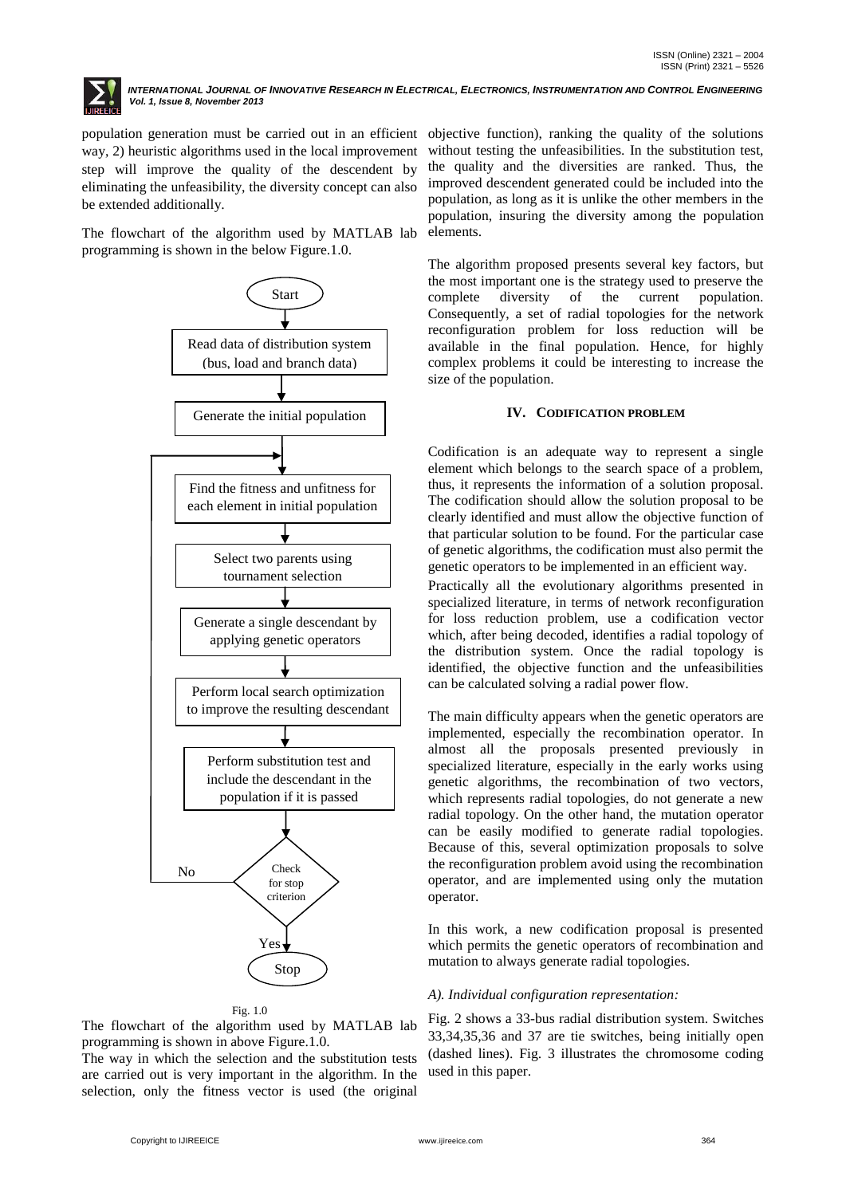population generation must be carried out in an efficient way, 2) heuristic algorithms used in the local improvement step will improve the quality of the descendent by eliminating the unfeasibility, the diversity concept can also be extended additionally.

The flowchart of the algorithm used by MATLAB lab programming is shown in the below Figure.1.0.

```
Start
  ↓
Read data of distribution system (bus, load and branch data)
  ↓
Generate the initial population
  ↓
Find the fitness and unfitness for each element in initial population  ←──┐
  ↓                                                                        │
Select two parents using tournament selection                              │
  ↓                                                                        │
Generate a single descendant by applying genetic operators                 │
  ↓                                                                        │
Perform local search optimization to improve the resulting descendant     │
  ↓                                                                        │
Perform substitution test and include the descendant in the population    │
if it is passed                                                            │
  ↓                                                                        │
Check for stop criterion ── No ────────────────────────────────────────────┘
  ↓ Yes
Stop
```

Fig. 1.0

The flowchart of the algorithm used by MATLAB lab programming is shown in above Figure.1.0.

The way in which the selection and the substitution tests are carried out is very important in the algorithm. In the selection, only the fitness vector is used (the original objective function), ranking the quality of the solutions without testing the unfeasibilities. In the substitution test, the quality and the diversities are ranked. Thus, the improved descendent generated could be included into the population, as long as it is unlike the other members in the population, insuring the diversity among the population elements.

The algorithm proposed presents several key factors, but the most important one is the strategy used to preserve the complete diversity of the current population. Consequently, a set of radial topologies for the network reconfiguration problem for loss reduction will be available in the final population. Hence, for highly complex problems it could be interesting to increase the size of the population.

## IV. CODIFICATION PROBLEM

Codification is an adequate way to represent a single element which belongs to the search space of a problem, thus, it represents the information of a solution proposal. The codification should allow the solution proposal to be clearly identified and must allow the objective function of that particular solution to be found. For the particular case of genetic algorithms, the codification must also permit the genetic operators to be implemented in an efficient way.

Practically all the evolutionary algorithms presented in specialized literature, in terms of network reconfiguration for loss reduction problem, use a codification vector which, after being decoded, identifies a radial topology of the distribution system. Once the radial topology is identified, the objective function and the unfeasibilities can be calculated solving a radial power flow.

The main difficulty appears when the genetic operators are implemented, especially the recombination operator. In almost all the proposals presented previously in specialized literature, especially in the early works using genetic algorithms, the recombination of two vectors, which represents radial topologies, do not generate a new radial topology. On the other hand, the mutation operator can be easily modified to generate radial topologies. Because of this, several optimization proposals to solve the reconfiguration problem avoid using the recombination operator, and are implemented using only the mutation operator.

In this work, a new codification proposal is presented which permits the genetic operators of recombination and mutation to always generate radial topologies.

### *A). Individual configuration representation:*

Fig. 2 shows a 33-bus radial distribution system. Switches 33,34,35,36 and 37 are tie switches, being initially open (dashed lines). Fig. 3 illustrates the chromosome coding used in this paper.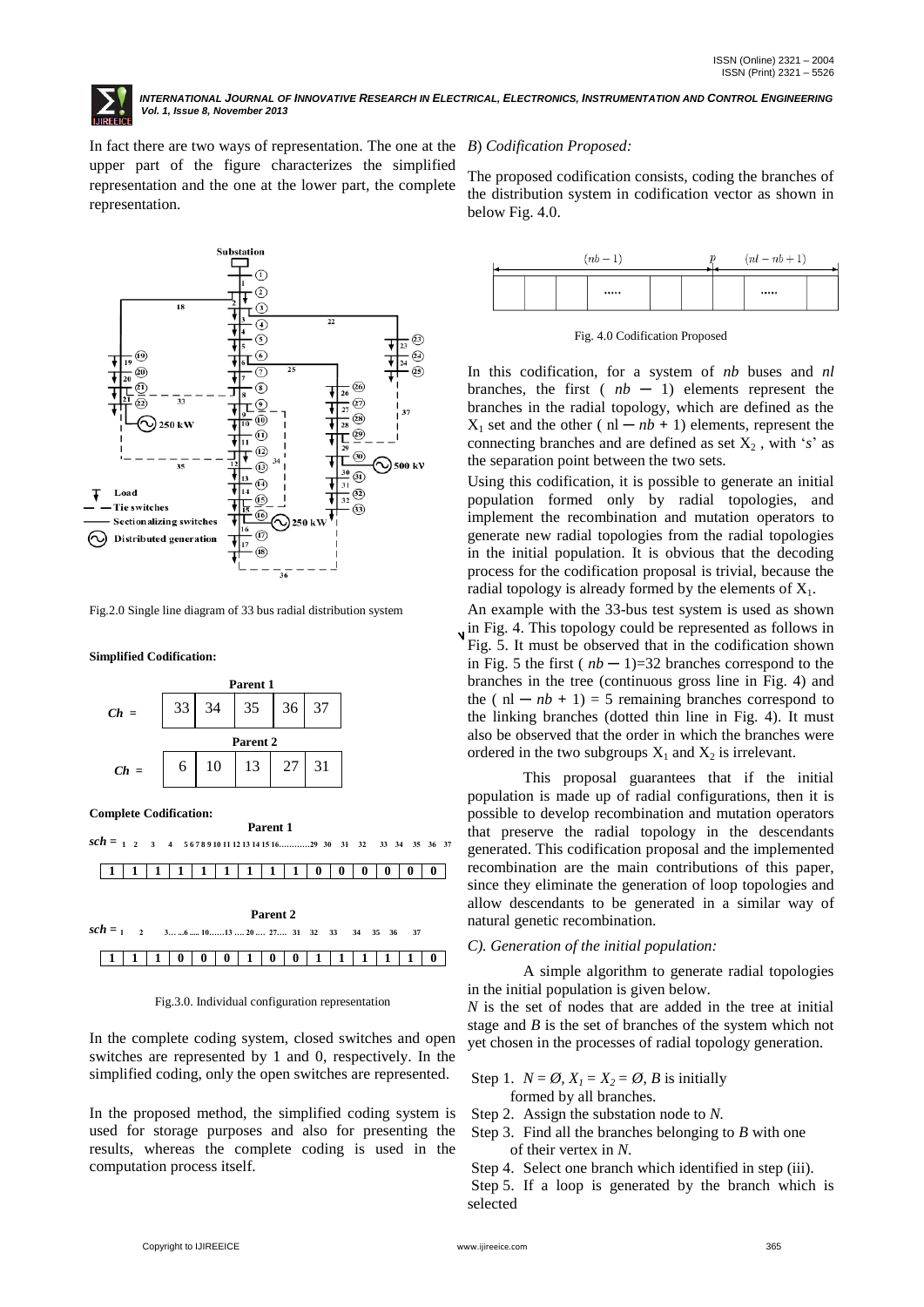In fact there are two ways of representation. The one at the upper part of the figure characterizes the simplified representation and the one at the lower part, the complete representation.

Fig.2.0 Single line diagram of 33 bus radial distribution system

**Simplified Codification:**

Parent 1

| $Ch$ = | 33 | 34 | 35 | 36 | 37 |
|---|---|---|---|---|---|

Parent 2

| $Ch$ = | 6 | 10 | 13 | 27 | 31 |
|---|---|---|---|---|---|

**Complete Codification:**

Parent 1

$sch$ = 1 2 3 4 5 6 7 8 9 10 11 12 13 14 15 16............29 30 31 32 33 34 35 36 37

| 1 | 1 | 1 | 1 | 1 | 1 | 1 | 1 | 1 | 0 | 0 | 0 | 0 | 0 | 0 |
|---|---|---|---|---|---|---|---|---|---|---|---|---|---|---|

Parent 2

$sch$ = 1 2 3... ...6 ..... 10......13 .... 20 .... 27.... 31 32 33 34 35 36 37

| 1 | 1 | 1 | 0 | 0 | 0 | 1 | 0 | 0 | 1 | 1 | 1 | 1 | 1 | 0 |
|---|---|---|---|---|---|---|---|---|---|---|---|---|---|---|

Fig.3.0. Individual configuration representation

In the complete coding system, closed switches and open switches are represented by 1 and 0, respectively. In the simplified coding, only the open switches are represented.

In the proposed method, the simplified coding system is used for storage purposes and also for presenting the results, whereas the complete coding is used in the computation process itself.

*B*) *Codification Proposed:*

The proposed codification consists, coding the branches of the distribution system in codification vector as shown in below Fig. 4.0.

$(nb-1)$ $p$ $(nl-nb+1)$

Fig. 4.0 Codification Proposed

In this codification, for a system of *nb* buses and *nl* branches, the first ( $nb-1$) elements represent the branches in the radial topology, which are defined as the $X_1$ set and the other ( $nl-nb+1$) elements, represent the connecting branches and are defined as set $X_2$ , with '*s*' as the separation point between the two sets.

Using this codification, it is possible to generate an initial population formed only by radial topologies, and implement the recombination and mutation operators to generate new radial topologies from the radial topologies in the initial population. It is obvious that the decoding process for the codification proposal is trivial, because the radial topology is already formed by the elements of $X_1$.

An example with the 33-bus test system is used as shown in Fig. 4. This topology could be represented as follows in Fig. 5. It must be observed that in the codification shown in Fig. 5 the first ( $nb-1$)=32 branches correspond to the branches in the tree (continuous gross line in Fig. 4) and the ( $nl-nb+1$) = 5 remaining branches correspond to the linking branches (dotted thin line in Fig. 4). It must also be observed that the order in which the branches were ordered in the two subgroups $X_1$ and $X_2$ is irrelevant.

This proposal guarantees that if the initial population is made up of radial configurations, then it is possible to develop recombination and mutation operators that preserve the radial topology in the descendants generated. This codification proposal and the implemented recombination are the main contributions of this paper, since they eliminate the generation of loop topologies and allow descendants to be generated in a similar way of natural genetic recombination.

*C). Generation of the initial population:*

A simple algorithm to generate radial topologies in the initial population is given below.

*N* is the set of nodes that are added in the tree at initial stage and *B* is the set of branches of the system which not yet chosen in the processes of radial topology generation.

Step 1. $N = \varnothing$, $X_1 = X_2 = \varnothing$, *B* is initially formed by all branches.

Step 2. Assign the substation node to *N.*

Step 3. Find all the branches belonging to *B* with one of their vertex in *N*.

Step 4. Select one branch which identified in step (iii).

Step 5. If a loop is generated by the branch which is selected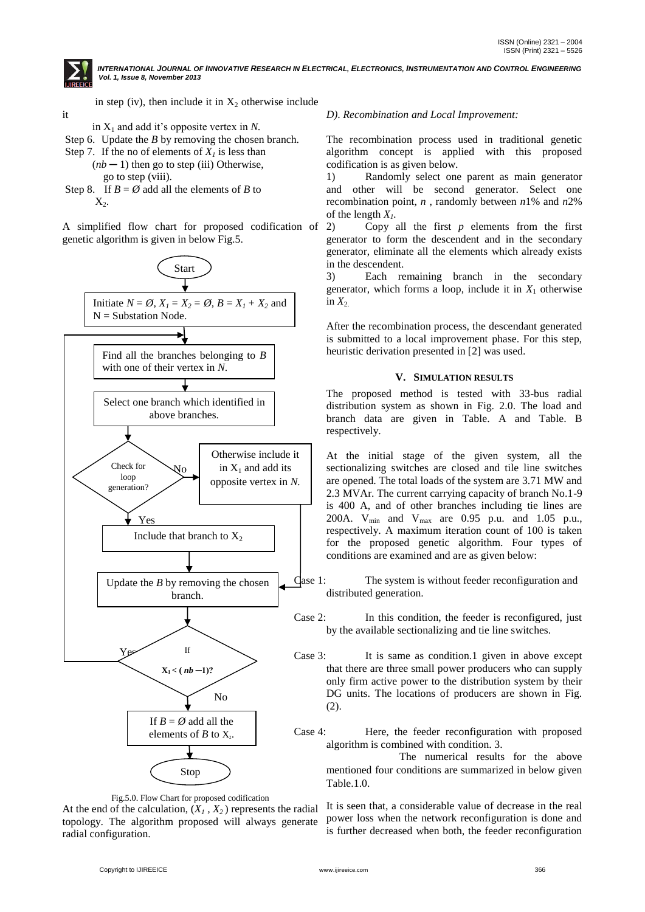in step (iv), then include it in $X_2$ otherwise include it in $X_1$ and add it's opposite vertex in *N*.

Step 6. Update the *B* by removing the chosen branch.

Step 7. If the no of elements of $X_1$ is less than $(nb - 1)$ then go to step (iii) Otherwise, go to step (viii).

Step 8. If $B = Ø$ add all the elements of *B* to $X_2$.

A simplified flow chart for proposed codification of genetic algorithm is given in below Fig.5.

Start → Initiate $N = Ø$, $X_1 = X_2 = Ø$, $B = X_1 + X_2$ and N = Substation Node. → Find all the branches belonging to *B* with one of their vertex in *N*. → Select one branch which identified in above branches. → Check for loop generation? (Yes: Include that branch to $X_2$; No: Otherwise include it in $X_1$ and add its opposite vertex in *N*.) → Update the *B* by removing the chosen branch. → If $X_1 < (nb - 1)$? (Yes: return; No: continue) → If $B = Ø$ add all the elements of *B* to $X_2$. → Stop

Fig.5.0. Flow Chart for proposed codification

At the end of the calculation, $(X_1, X_2)$ represents the radial topology. The algorithm proposed will always generate radial configuration.

*D). Recombination and Local Improvement:*

The recombination process used in traditional genetic algorithm concept is applied with this proposed codification is as given below.

1) Randomly select one parent as main generator and other will be second generator. Select one recombination point, *n* , randomly between *n*1% and *n*2% of the length $X_1$.

2) Copy all the first *p* elements from the first generator to form the descendent and in the secondary generator, eliminate all the elements which already exists in the descendent.

3) Each remaining branch in the secondary generator, which forms a loop, include it in $X_1$ otherwise in $X_2$.

After the recombination process, the descendant generated is submitted to a local improvement phase. For this step, heuristic derivation presented in [2] was used.

## V. SIMULATION RESULTS

The proposed method is tested with 33-bus radial distribution system as shown in Fig. 2.0. The load and branch data are given in Table. A and Table. B respectively.

At the initial stage of the given system, all the sectionalizing switches are closed and tile line switches are opened. The total loads of the system are 3.71 MW and 2.3 MVAr. The current carrying capacity of branch No.1-9 is 400 A, and of other branches including tie lines are 200A. $V_{min}$ and $V_{max}$ are 0.95 p.u. and 1.05 p.u., respectively. A maximum iteration count of 100 is taken for the proposed genetic algorithm. Four types of conditions are examined and are as given below:

Case 1: The system is without feeder reconfiguration and distributed generation.

Case 2: In this condition, the feeder is reconfigured, just by the available sectionalizing and tie line switches.

Case 3: It is same as condition.1 given in above except that there are three small power producers who can supply only firm active power to the distribution system by their DG units. The locations of producers are shown in Fig. (2).

Case 4: Here, the feeder reconfiguration with proposed algorithm is combined with condition. 3.

The numerical results for the above mentioned four conditions are summarized in below given Table.1.0.

It is seen that, a considerable value of decrease in the real power loss when the network reconfiguration is done and is further decreased when both, the feeder reconfiguration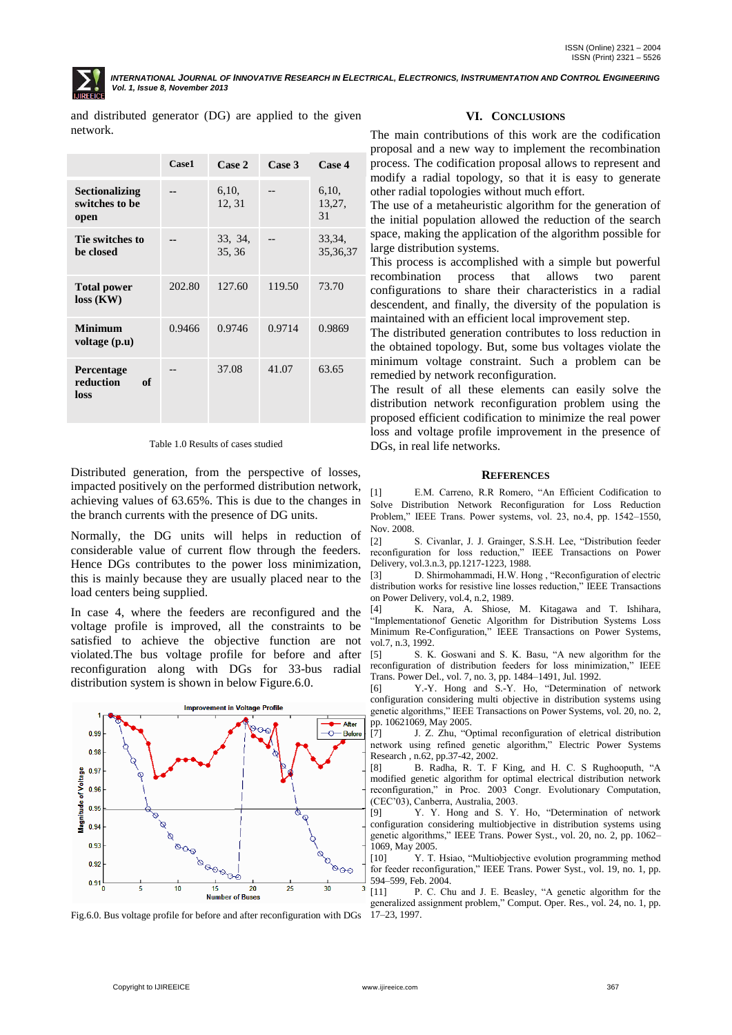and distributed generator (DG) are applied to the given network.

| | Case1 | Case 2 | Case 3 | Case 4 |
|---|---|---|---|---|
| **Sectionalizing switches to be open** | -- | 6,10, 12, 31 | -- | 6,10, 13,27, 31 |
| **Tie switches to be closed** | -- | 33, 34, 35, 36 | -- | 33,34, 35,36,37 |
| **Total power loss (KW)** | 202.80 | 127.60 | 119.50 | 73.70 |
| **Minimum voltage (p.u)** | 0.9466 | 0.9746 | 0.9714 | 0.9869 |
| **Percentage reduction of loss** | -- | 37.08 | 41.07 | 63.65 |

Table 1.0 Results of cases studied

Distributed generation, from the perspective of losses, impacted positively on the performed distribution network, achieving values of 63.65%. This is due to the changes in the branch currents with the presence of DG units.

Normally, the DG units will helps in reduction of considerable value of current flow through the feeders. Hence DGs contributes to the power loss minimization, this is mainly because they are usually placed near to the load centers being supplied.

In case 4, where the feeders are reconfigured and the voltage profile is improved, all the constraints to be satisfied to achieve the objective function are not violated.The bus voltage profile for before and after reconfiguration along with DGs for 33-bus radial distribution system is shown in below Figure.6.0.

Fig.6.0. Bus voltage profile for before and after reconfiguration with DGs

## VI. Conclusions

The main contributions of this work are the codification proposal and a new way to implement the recombination process. The codification proposal allows to represent and modify a radial topology, so that it is easy to generate other radial topologies without much effort.

The use of a metaheuristic algorithm for the generation of the initial population allowed the reduction of the search space, making the application of the algorithm possible for large distribution systems.

This process is accomplished with a simple but powerful recombination process that allows two parent configurations to share their characteristics in a radial descendent, and finally, the diversity of the population is maintained with an efficient local improvement step.

The distributed generation contributes to loss reduction in the obtained topology. But, some bus voltages violate the minimum voltage constraint. Such a problem can be remedied by network reconfiguration.

The result of all these elements can easily solve the distribution network reconfiguration problem using the proposed efficient codification to minimize the real power loss and voltage profile improvement in the presence of DGs, in real life networks.

## References

[1] E.M. Carreno, R.R Romero, "An Efficient Codification to Solve Distribution Network Reconfiguration for Loss Reduction Problem," IEEE Trans. Power systems, vol. 23, no.4, pp. 1542–1550, Nov. 2008.

[2] S. Civanlar, J. J. Grainger, S.S.H. Lee, "Distribution feeder reconfiguration for loss reduction," IEEE Transactions on Power Delivery, vol.3.n.3, pp.1217-1223, 1988.

[3] D. Shirmohammadi, H.W. Hong , "Reconfiguration of electric distribution works for resistive line losses reduction," IEEE Transactions on Power Delivery, vol.4, n.2, 1989.

[4] K. Nara, A. Shiose, M. Kitagawa and T. Ishihara, "Implementationof Genetic Algorithm for Distribution Systems Loss Minimum Re-Configuration," IEEE Transactions on Power Systems, vol.7, n.3, 1992.

[5] S. K. Goswani and S. K. Basu, "A new algorithm for the reconfiguration of distribution feeders for loss minimization," IEEE Trans. Power Del., vol. 7, no. 3, pp. 1484–1491, Jul. 1992.

[6] Y.-Y. Hong and S.-Y. Ho, "Determination of network configuration considering multi objective in distribution systems using genetic algorithms," IEEE Transactions on Power Systems, vol. 20, no. 2, pp. 10621069, May 2005.

[7] J. Z. Zhu, "Optimal reconfiguration of eletrical distribution network using refined genetic algorithm," Electric Power Systems Research , n.62, pp.37-42, 2002.

[8] B. Radha, R. T. F King, and H. C. S Rughooputh, "A modified genetic algorithm for optimal electrical distribution network reconfiguration," in Proc. 2003 Congr. Evolutionary Computation, (CEC'03), Canberra, Australia, 2003.

[9] Y. Y. Hong and S. Y. Ho, "Determination of network configuration considering multiobjective in distribution systems using genetic algorithms," IEEE Trans. Power Syst., vol. 20, no. 2, pp. 1062–1069, May 2005.

[10] Y. T. Hsiao, "Multiobjective evolution programming method for feeder reconfiguration," IEEE Trans. Power Syst., vol. 19, no. 1, pp. 594–599, Feb. 2004.

[11] P. C. Chu and J. E. Beasley, "A genetic algorithm for the generalized assignment problem," Comput. Oper. Res., vol. 24, no. 1, pp. 17–23, 1997.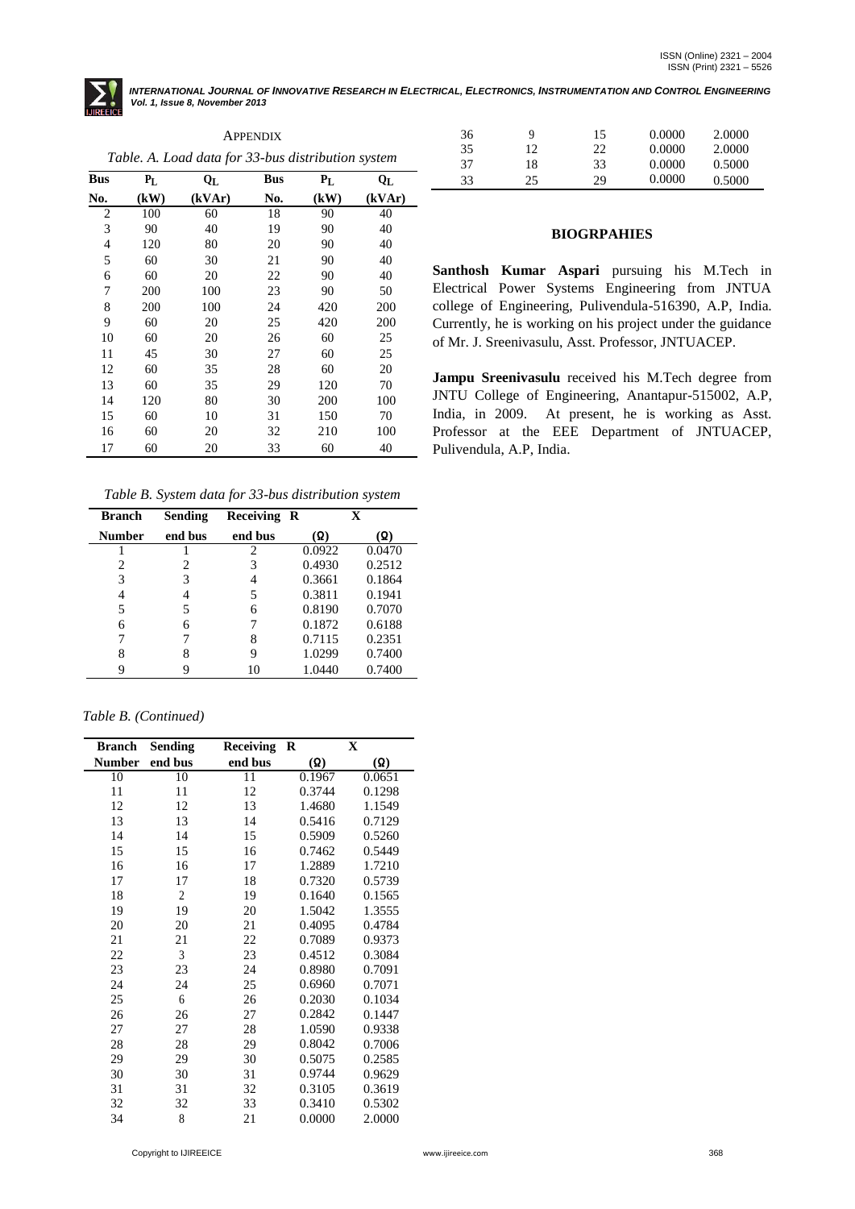## APPENDIX

*Table. A. Load data for 33-bus distribution system*

| Bus No. | $P_L$ (kW) | $Q_L$ (kVAr) | Bus No. | $P_L$ (kW) | $Q_L$ (kVAr) |
|---|---|---|---|---|---|
| 2 | 100 | 60 | 18 | 90 | 40 |
| 3 | 90 | 40 | 19 | 90 | 40 |
| 4 | 120 | 80 | 20 | 90 | 40 |
| 5 | 60 | 30 | 21 | 90 | 40 |
| 6 | 60 | 20 | 22 | 90 | 40 |
| 7 | 200 | 100 | 23 | 90 | 50 |
| 8 | 200 | 100 | 24 | 420 | 200 |
| 9 | 60 | 20 | 25 | 420 | 200 |
| 10 | 60 | 20 | 26 | 60 | 25 |
| 11 | 45 | 30 | 27 | 60 | 25 |
| 12 | 60 | 35 | 28 | 60 | 20 |
| 13 | 60 | 35 | 29 | 120 | 70 |
| 14 | 120 | 80 | 30 | 200 | 100 |
| 15 | 60 | 10 | 31 | 150 | 70 |
| 16 | 60 | 20 | 32 | 210 | 100 |
| 17 | 60 | 20 | 33 | 60 | 40 |

*Table B. System data for 33-bus distribution system*

| Branch Number | Sending end bus | Receiving end bus | R (Ω) | X (Ω) |
|---|---|---|---|---|
| 1 | 1 | 2 | 0.0922 | 0.0470 |
| 2 | 2 | 3 | 0.4930 | 0.2512 |
| 3 | 3 | 4 | 0.3661 | 0.1864 |
| 4 | 4 | 5 | 0.3811 | 0.1941 |
| 5 | 5 | 6 | 0.8190 | 0.7070 |
| 6 | 6 | 7 | 0.1872 | 0.6188 |
| 7 | 7 | 8 | 0.7115 | 0.2351 |
| 8 | 8 | 9 | 1.0299 | 0.7400 |
| 9 | 9 | 10 | 1.0440 | 0.7400 |

*Table B. (Continued)*

| Branch Number | Sending end bus | Receiving end bus | R (Ω) | X (Ω) |
|---|---|---|---|---|
| 10 | 10 | 11 | 0.1967 | 0.0651 |
| 11 | 11 | 12 | 0.3744 | 0.1298 |
| 12 | 12 | 13 | 1.4680 | 1.1549 |
| 13 | 13 | 14 | 0.5416 | 0.7129 |
| 14 | 14 | 15 | 0.5909 | 0.5260 |
| 15 | 15 | 16 | 0.7462 | 0.5449 |
| 16 | 16 | 17 | 1.2889 | 1.7210 |
| 17 | 17 | 18 | 0.7320 | 0.5739 |
| 18 | 2 | 19 | 0.1640 | 0.1565 |
| 19 | 19 | 20 | 1.5042 | 1.3555 |
| 20 | 20 | 21 | 0.4095 | 0.4784 |
| 21 | 21 | 22 | 0.7089 | 0.9373 |
| 22 | 3 | 23 | 0.4512 | 0.3084 |
| 23 | 23 | 24 | 0.8980 | 0.7091 |
| 24 | 24 | 25 | 0.6960 | 0.7071 |
| 25 | 6 | 26 | 0.2030 | 0.1034 |
| 26 | 26 | 27 | 0.2842 | 0.1447 |
| 27 | 27 | 28 | 1.0590 | 0.9338 |
| 28 | 28 | 29 | 0.8042 | 0.7006 |
| 29 | 29 | 30 | 0.5075 | 0.2585 |
| 30 | 30 | 31 | 0.9744 | 0.9629 |
| 31 | 31 | 32 | 0.3105 | 0.3619 |
| 32 | 32 | 33 | 0.3410 | 0.5302 |
| 34 | 8 | 21 | 0.0000 | 2.0000 |
| 36 | 9 | 15 | 0.0000 | 2.0000 |
| 35 | 12 | 22 | 0.0000 | 2.0000 |
| 37 | 18 | 33 | 0.0000 | 0.5000 |
| 33 | 25 | 29 | 0.0000 | 0.5000 |

## BIOGRPAHIES

**Santhosh Kumar Aspari** pursuing his M.Tech in Electrical Power Systems Engineering from JNTUA college of Engineering, Pulivendula-516390, A.P, India. Currently, he is working on his project under the guidance of Mr. J. Sreenivasulu, Asst. Professor, JNTUACEP.

**Jampu Sreenivasulu** received his M.Tech degree from JNTU College of Engineering, Anantapur-515002, A.P, India, in 2009. At present, he is working as Asst. Professor at the EEE Department of JNTUACEP, Pulivendula, A.P, India.